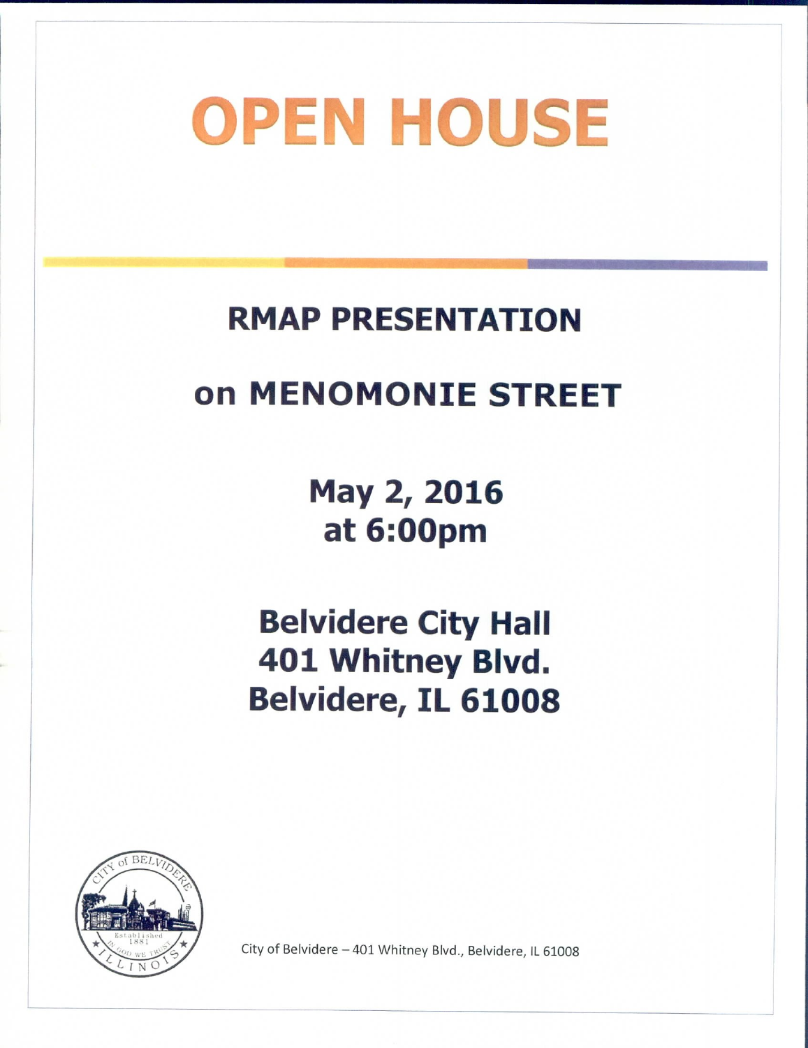# OPEN HOUSE

## RMAP PRESENTATION

## on MENOMONIE STREET

## May 2, 2016
## at 6:00pm

## Belvidere City Hall
## 401 Whitney Blvd.
## Belvidere, IL 61008

City of Belvidere – 401 Whitney Blvd., Belvidere, IL 61008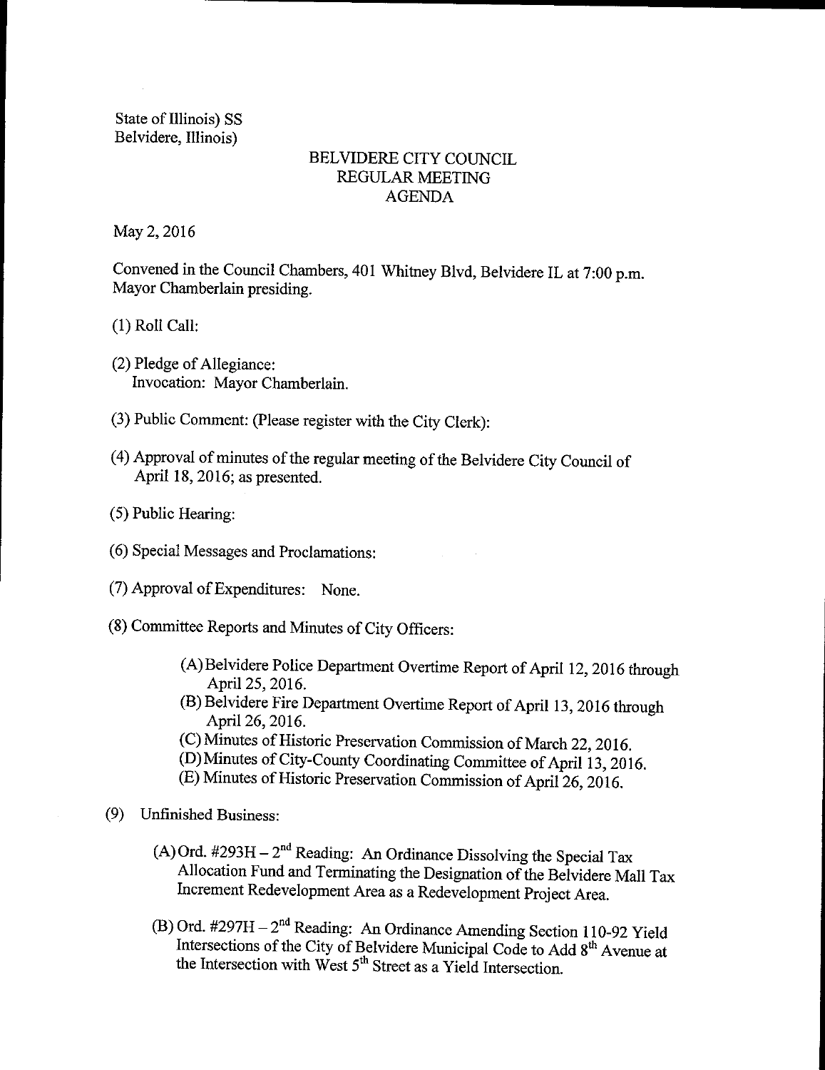State of Illinois) SS
Belvidere, Illinois)

# BELVIDERE CITY COUNCIL
## REGULAR MEETING
## AGENDA

May 2, 2016

Convened in the Council Chambers, 401 Whitney Blvd, Belvidere IL at 7:00 p.m.
Mayor Chamberlain presiding.

(1) Roll Call:

(2) Pledge of Allegiance:
Invocation: Mayor Chamberlain.

(3) Public Comment: (Please register with the City Clerk):

(4) Approval of minutes of the regular meeting of the Belvidere City Council of April 18, 2016; as presented.

(5) Public Hearing:

(6) Special Messages and Proclamations:

(7) Approval of Expenditures: None.

(8) Committee Reports and Minutes of City Officers:

(A) Belvidere Police Department Overtime Report of April 12, 2016 through April 25, 2016.
(B) Belvidere Fire Department Overtime Report of April 13, 2016 through April 26, 2016.
(C) Minutes of Historic Preservation Commission of March 22, 2016.
(D) Minutes of City-County Coordinating Committee of April 13, 2016.
(E) Minutes of Historic Preservation Commission of April 26, 2016.

(9) Unfinished Business:

(A) Ord. #293H – 2nd Reading: An Ordinance Dissolving the Special Tax Allocation Fund and Terminating the Designation of the Belvidere Mall Tax Increment Redevelopment Area as a Redevelopment Project Area.

(B) Ord. #297H – 2nd Reading: An Ordinance Amending Section 110-92 Yield Intersections of the City of Belvidere Municipal Code to Add 8th Avenue at the Intersection with West 5th Street as a Yield Intersection.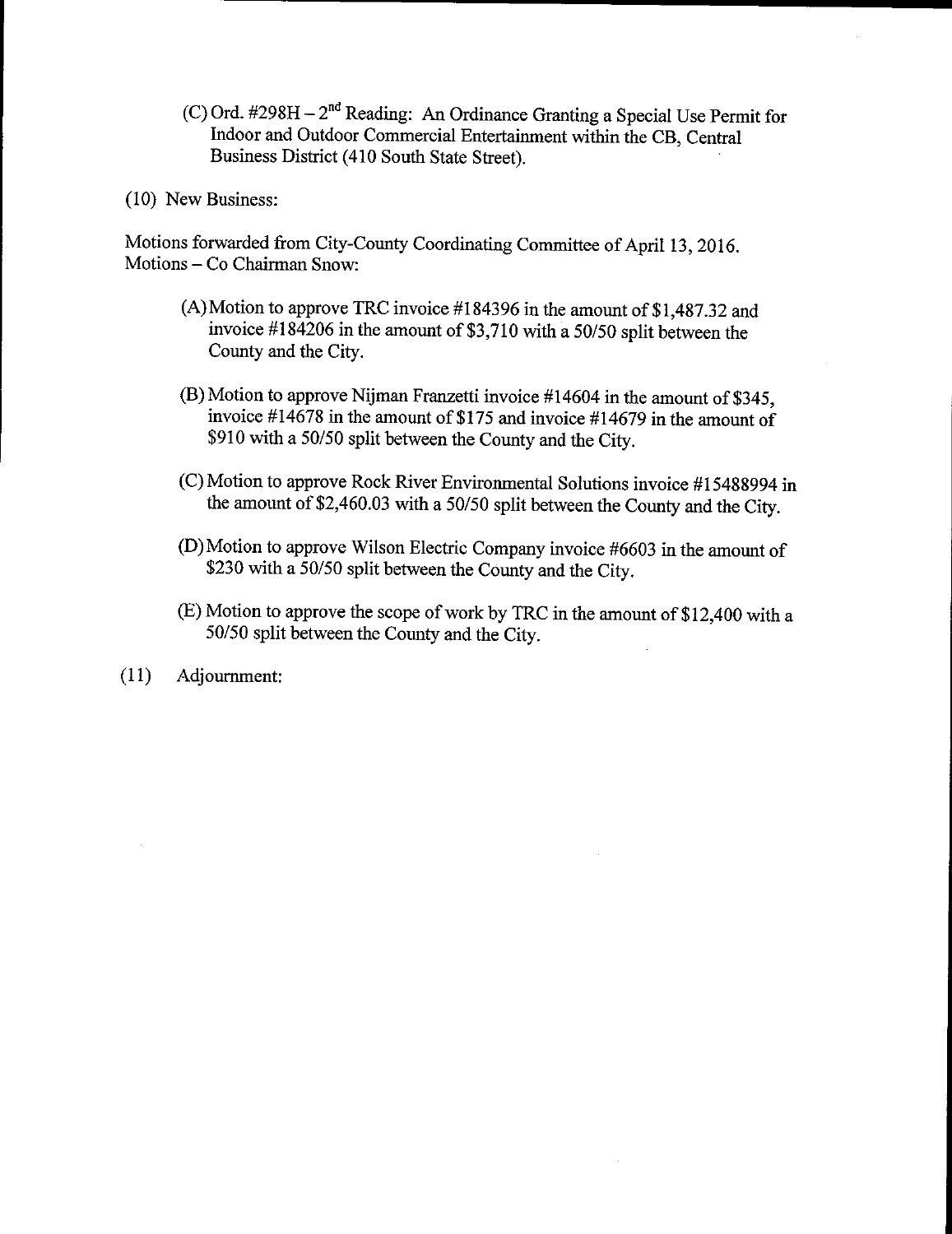(C) Ord. #298H – 2nd Reading: An Ordinance Granting a Special Use Permit for Indoor and Outdoor Commercial Entertainment within the CB, Central Business District (410 South State Street).

(10) New Business:

Motions forwarded from City-County Coordinating Committee of April 13, 2016.
Motions – Co Chairman Snow:

(A) Motion to approve TRC invoice #184396 in the amount of $1,487.32 and invoice #184206 in the amount of $3,710 with a 50/50 split between the County and the City.

(B) Motion to approve Nijman Franzetti invoice #14604 in the amount of $345, invoice #14678 in the amount of $175 and invoice #14679 in the amount of $910 with a 50/50 split between the County and the City.

(C) Motion to approve Rock River Environmental Solutions invoice #15488994 in the amount of $2,460.03 with a 50/50 split between the County and the City.

(D) Motion to approve Wilson Electric Company invoice #6603 in the amount of $230 with a 50/50 split between the County and the City.

(E) Motion to approve the scope of work by TRC in the amount of $12,400 with a 50/50 split between the County and the City.

(11) Adjournment: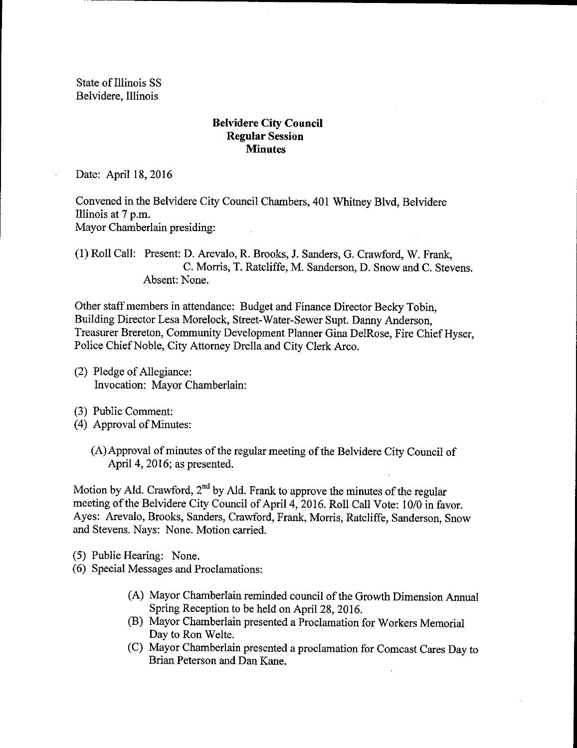State of Illinois SS
Belvidere, Illinois

**Belvidere City Council**
**Regular Session**
**Minutes**

Date: April 18, 2016

Convened in the Belvidere City Council Chambers, 401 Whitney Blvd, Belvidere Illinois at 7 p.m.
Mayor Chamberlain presiding:

(1) Roll Call: Present: D. Arevalo, R. Brooks, J. Sanders, G. Crawford, W. Frank, C. Morris, T. Ratcliffe, M. Sanderson, D. Snow and C. Stevens.
Absent: None.

Other staff members in attendance: Budget and Finance Director Becky Tobin, Building Director Lesa Morelock, Street-Water-Sewer Supt. Danny Anderson, Treasurer Brereton, Community Development Planner Gina DelRose, Fire Chief Hyser, Police Chief Noble, City Attorney Drella and City Clerk Arco.

(2) Pledge of Allegiance:
Invocation: Mayor Chamberlain:

(3) Public Comment:

(4) Approval of Minutes:

(A) Approval of minutes of the regular meeting of the Belvidere City Council of April 4, 2016; as presented.

Motion by Ald. Crawford, 2nd by Ald. Frank to approve the minutes of the regular meeting of the Belvidere City Council of April 4, 2016. Roll Call Vote: 10/0 in favor. Ayes: Arevalo, Brooks, Sanders, Crawford, Frank, Morris, Ratcliffe, Sanderson, Snow and Stevens. Nays: None. Motion carried.

(5) Public Hearing: None.

(6) Special Messages and Proclamations:

(A) Mayor Chamberlain reminded council of the Growth Dimension Annual Spring Reception to be held on April 28, 2016.
(B) Mayor Chamberlain presented a Proclamation for Workers Memorial Day to Ron Welte.
(C) Mayor Chamberlain presented a proclamation for Comcast Cares Day to Brian Peterson and Dan Kane.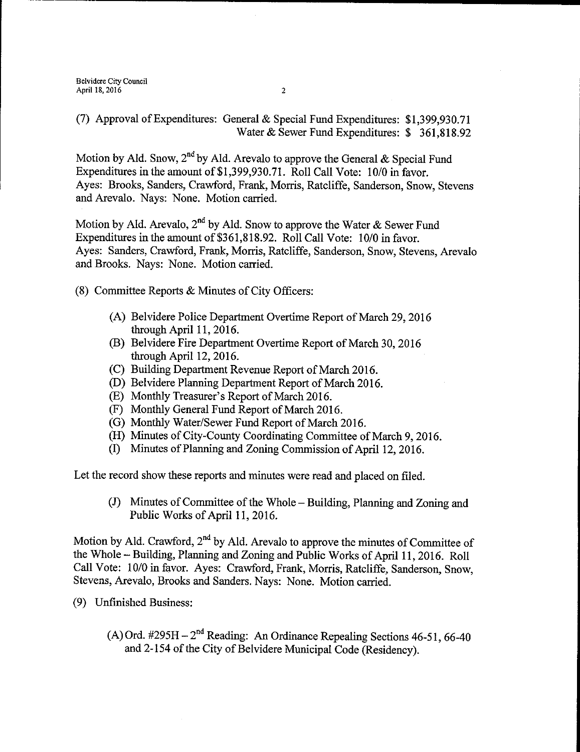(7) Approval of Expenditures: General & Special Fund Expenditures: $1,399,930.71
Water & Sewer Fund Expenditures: $ 361,818.92

Motion by Ald. Snow, 2nd by Ald. Arevalo to approve the General & Special Fund Expenditures in the amount of $1,399,930.71. Roll Call Vote: 10/0 in favor. Ayes: Brooks, Sanders, Crawford, Frank, Morris, Ratcliffe, Sanderson, Snow, Stevens and Arevalo. Nays: None. Motion carried.

Motion by Ald. Arevalo, 2nd by Ald. Snow to approve the Water & Sewer Fund Expenditures in the amount of $361,818.92. Roll Call Vote: 10/0 in favor. Ayes: Sanders, Crawford, Frank, Morris, Ratcliffe, Sanderson, Snow, Stevens, Arevalo and Brooks. Nays: None. Motion carried.

(8) Committee Reports & Minutes of City Officers:

(A) Belvidere Police Department Overtime Report of March 29, 2016 through April 11, 2016.
(B) Belvidere Fire Department Overtime Report of March 30, 2016 through April 12, 2016.
(C) Building Department Revenue Report of March 2016.
(D) Belvidere Planning Department Report of March 2016.
(E) Monthly Treasurer's Report of March 2016.
(F) Monthly General Fund Report of March 2016.
(G) Monthly Water/Sewer Fund Report of March 2016.
(H) Minutes of City-County Coordinating Committee of March 9, 2016.
(I) Minutes of Planning and Zoning Commission of April 12, 2016.

Let the record show these reports and minutes were read and placed on filed.

(J) Minutes of Committee of the Whole – Building, Planning and Zoning and Public Works of April 11, 2016.

Motion by Ald. Crawford, 2nd by Ald. Arevalo to approve the minutes of Committee of the Whole – Building, Planning and Zoning and Public Works of April 11, 2016. Roll Call Vote: 10/0 in favor. Ayes: Crawford, Frank, Morris, Ratcliffe, Sanderson, Snow, Stevens, Arevalo, Brooks and Sanders. Nays: None. Motion carried.

(9) Unfinished Business:

(A) Ord. #295H – 2nd Reading: An Ordinance Repealing Sections 46-51, 66-40 and 2-154 of the City of Belvidere Municipal Code (Residency).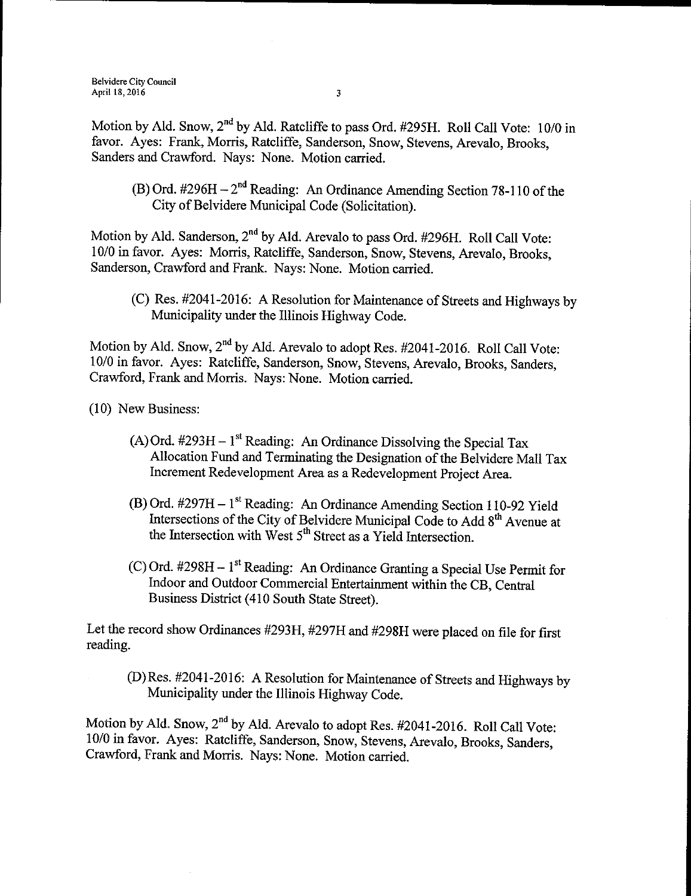Motion by Ald. Snow, 2nd by Ald. Ratcliffe to pass Ord. #295H. Roll Call Vote: 10/0 in favor. Ayes: Frank, Morris, Ratcliffe, Sanderson, Snow, Stevens, Arevalo, Brooks, Sanders and Crawford. Nays: None. Motion carried.

(B) Ord. #296H – 2nd Reading: An Ordinance Amending Section 78-110 of the City of Belvidere Municipal Code (Solicitation).

Motion by Ald. Sanderson, 2nd by Ald. Arevalo to pass Ord. #296H. Roll Call Vote: 10/0 in favor. Ayes: Morris, Ratcliffe, Sanderson, Snow, Stevens, Arevalo, Brooks, Sanderson, Crawford and Frank. Nays: None. Motion carried.

(C) Res. #2041-2016: A Resolution for Maintenance of Streets and Highways by Municipality under the Illinois Highway Code.

Motion by Ald. Snow, 2nd by Ald. Arevalo to adopt Res. #2041-2016. Roll Call Vote: 10/0 in favor. Ayes: Ratcliffe, Sanderson, Snow, Stevens, Arevalo, Brooks, Sanders, Crawford, Frank and Morris. Nays: None. Motion carried.

(10) New Business:

(A) Ord. #293H – 1st Reading: An Ordinance Dissolving the Special Tax Allocation Fund and Terminating the Designation of the Belvidere Mall Tax Increment Redevelopment Area as a Redevelopment Project Area.

(B) Ord. #297H – 1st Reading: An Ordinance Amending Section 110-92 Yield Intersections of the City of Belvidere Municipal Code to Add 8th Avenue at the Intersection with West 5th Street as a Yield Intersection.

(C) Ord. #298H – 1st Reading: An Ordinance Granting a Special Use Permit for Indoor and Outdoor Commercial Entertainment within the CB, Central Business District (410 South State Street).

Let the record show Ordinances #293H, #297H and #298H were placed on file for first reading.

(D) Res. #2041-2016: A Resolution for Maintenance of Streets and Highways by Municipality under the Illinois Highway Code.

Motion by Ald. Snow, 2nd by Ald. Arevalo to adopt Res. #2041-2016. Roll Call Vote: 10/0 in favor. Ayes: Ratcliffe, Sanderson, Snow, Stevens, Arevalo, Brooks, Sanders, Crawford, Frank and Morris. Nays: None. Motion carried.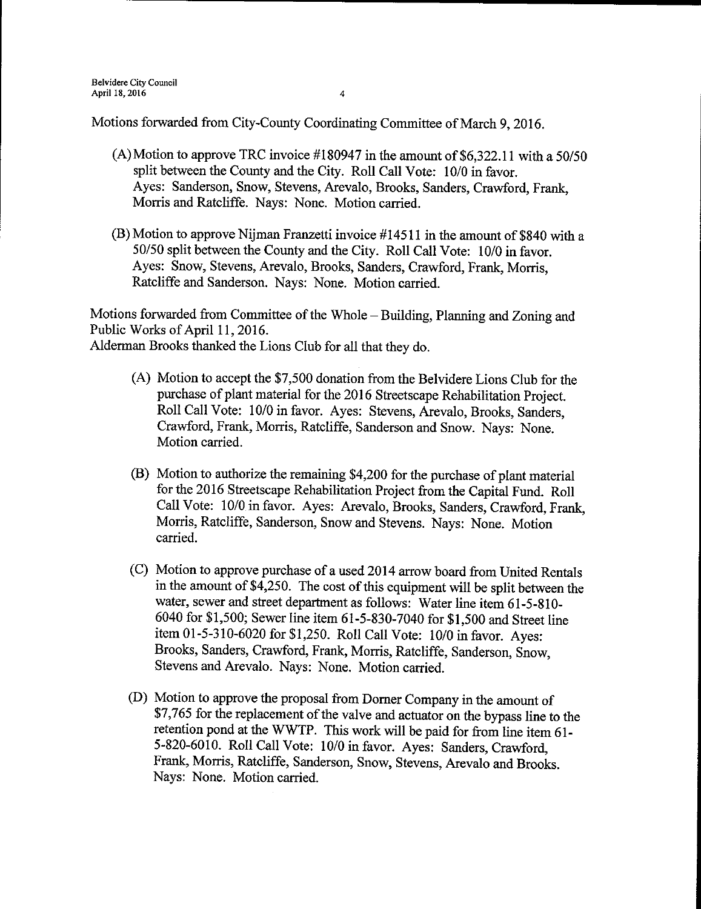Motions forwarded from City-County Coordinating Committee of March 9, 2016.

(A) Motion to approve TRC invoice #180947 in the amount of $6,322.11 with a 50/50 split between the County and the City. Roll Call Vote: 10/0 in favor. Ayes: Sanderson, Snow, Stevens, Arevalo, Brooks, Sanders, Crawford, Frank, Morris and Ratcliffe. Nays: None. Motion carried.

(B) Motion to approve Nijman Franzetti invoice #14511 in the amount of $840 with a 50/50 split between the County and the City. Roll Call Vote: 10/0 in favor. Ayes: Snow, Stevens, Arevalo, Brooks, Sanders, Crawford, Frank, Morris, Ratcliffe and Sanderson. Nays: None. Motion carried.

Motions forwarded from Committee of the Whole – Building, Planning and Zoning and Public Works of April 11, 2016.
Alderman Brooks thanked the Lions Club for all that they do.

(A) Motion to accept the $7,500 donation from the Belvidere Lions Club for the purchase of plant material for the 2016 Streetscape Rehabilitation Project. Roll Call Vote: 10/0 in favor. Ayes: Stevens, Arevalo, Brooks, Sanders, Crawford, Frank, Morris, Ratcliffe, Sanderson and Snow. Nays: None. Motion carried.

(B) Motion to authorize the remaining $4,200 for the purchase of plant material for the 2016 Streetscape Rehabilitation Project from the Capital Fund. Roll Call Vote: 10/0 in favor. Ayes: Arevalo, Brooks, Sanders, Crawford, Frank, Morris, Ratcliffe, Sanderson, Snow and Stevens. Nays: None. Motion carried.

(C) Motion to approve purchase of a used 2014 arrow board from United Rentals in the amount of $4,250. The cost of this equipment will be split between the water, sewer and street department as follows: Water line item 61-5-810-6040 for $1,500; Sewer line item 61-5-830-7040 for $1,500 and Street line item 01-5-310-6020 for $1,250. Roll Call Vote: 10/0 in favor. Ayes: Brooks, Sanders, Crawford, Frank, Morris, Ratcliffe, Sanderson, Snow, Stevens and Arevalo. Nays: None. Motion carried.

(D) Motion to approve the proposal from Dorner Company in the amount of $7,765 for the replacement of the valve and actuator on the bypass line to the retention pond at the WWTP. This work will be paid for from line item 61-5-820-6010. Roll Call Vote: 10/0 in favor. Ayes: Sanders, Crawford, Frank, Morris, Ratcliffe, Sanderson, Snow, Stevens, Arevalo and Brooks. Nays: None. Motion carried.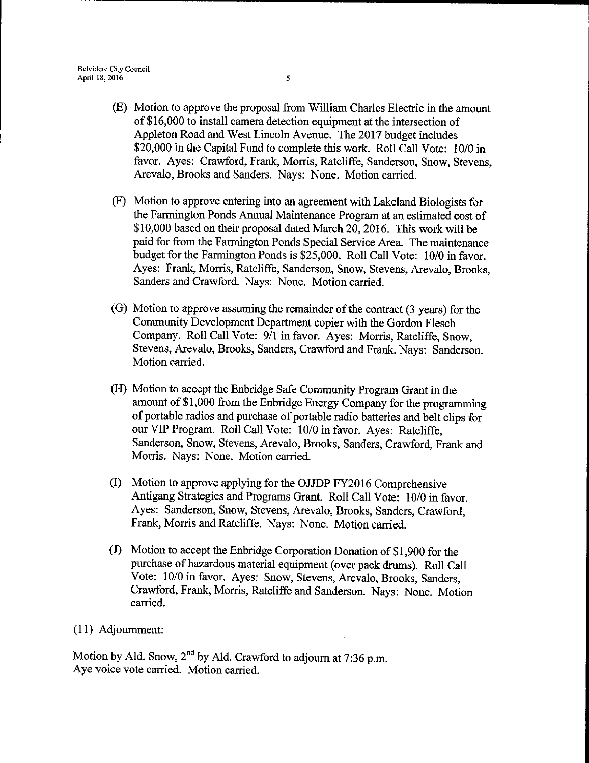(E) Motion to approve the proposal from William Charles Electric in the amount of $16,000 to install camera detection equipment at the intersection of Appleton Road and West Lincoln Avenue. The 2017 budget includes $20,000 in the Capital Fund to complete this work. Roll Call Vote: 10/0 in favor. Ayes: Crawford, Frank, Morris, Ratcliffe, Sanderson, Snow, Stevens, Arevalo, Brooks and Sanders. Nays: None. Motion carried.

(F) Motion to approve entering into an agreement with Lakeland Biologists for the Farmington Ponds Annual Maintenance Program at an estimated cost of $10,000 based on their proposal dated March 20, 2016. This work will be paid for from the Farmington Ponds Special Service Area. The maintenance budget for the Farmington Ponds is $25,000. Roll Call Vote: 10/0 in favor. Ayes: Frank, Morris, Ratcliffe, Sanderson, Snow, Stevens, Arevalo, Brooks, Sanders and Crawford. Nays: None. Motion carried.

(G) Motion to approve assuming the remainder of the contract (3 years) for the Community Development Department copier with the Gordon Flesch Company. Roll Call Vote: 9/1 in favor. Ayes: Morris, Ratcliffe, Snow, Stevens, Arevalo, Brooks, Sanders, Crawford and Frank. Nays: Sanderson. Motion carried.

(H) Motion to accept the Enbridge Safe Community Program Grant in the amount of $1,000 from the Enbridge Energy Company for the programming of portable radios and purchase of portable radio batteries and belt clips for our VIP Program. Roll Call Vote: 10/0 in favor. Ayes: Ratcliffe, Sanderson, Snow, Stevens, Arevalo, Brooks, Sanders, Crawford, Frank and Morris. Nays: None. Motion carried.

(I) Motion to approve applying for the OJJDP FY2016 Comprehensive Antigang Strategies and Programs Grant. Roll Call Vote: 10/0 in favor. Ayes: Sanderson, Snow, Stevens, Arevalo, Brooks, Sanders, Crawford, Frank, Morris and Ratcliffe. Nays: None. Motion carried.

(J) Motion to accept the Enbridge Corporation Donation of $1,900 for the purchase of hazardous material equipment (over pack drums). Roll Call Vote: 10/0 in favor. Ayes: Snow, Stevens, Arevalo, Brooks, Sanders, Crawford, Frank, Morris, Ratcliffe and Sanderson. Nays: None. Motion carried.

(11) Adjournment:

Motion by Ald. Snow, 2nd by Ald. Crawford to adjourn at 7:36 p.m.
Aye voice vote carried. Motion carried.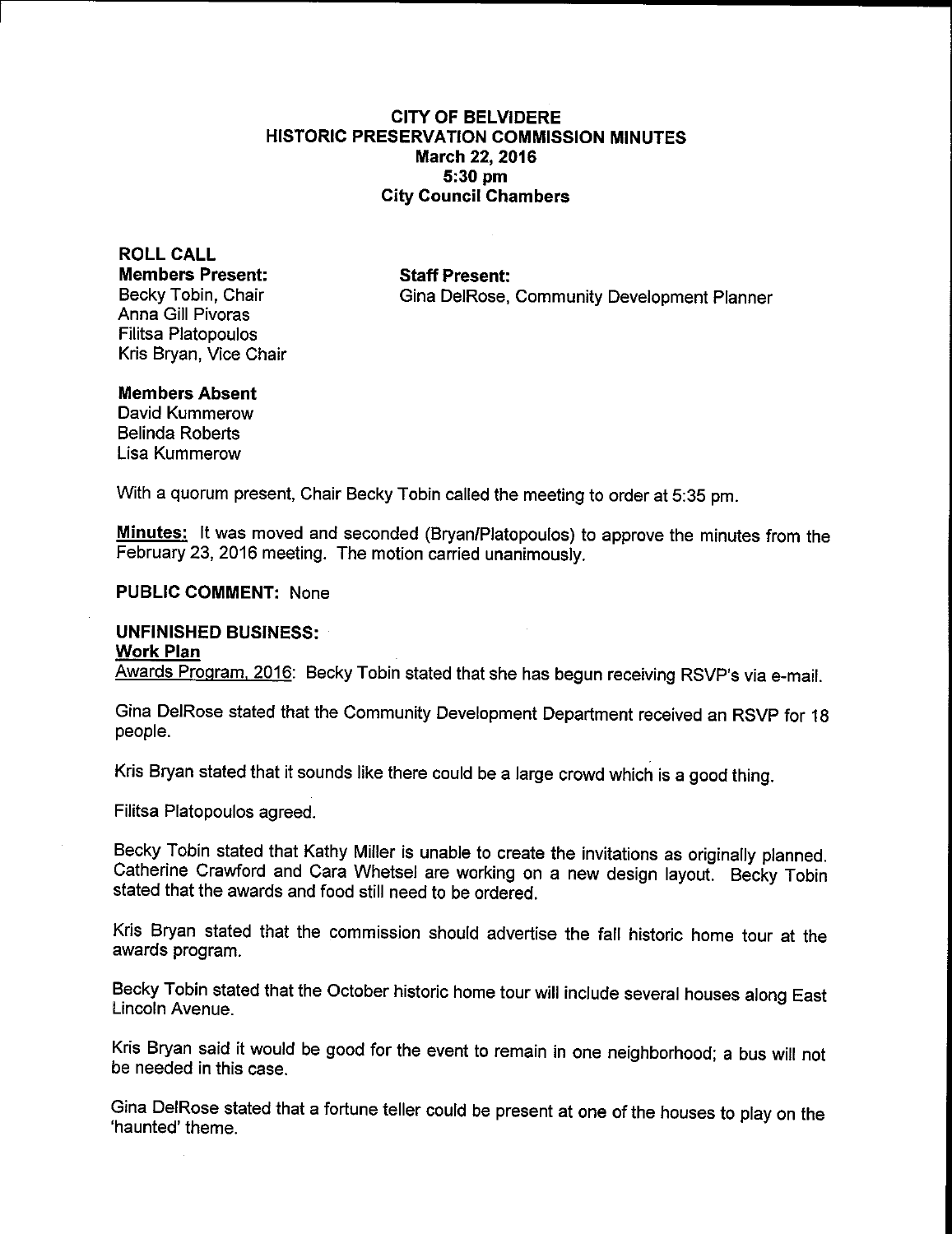# CITY OF BELVIDERE
## HISTORIC PRESERVATION COMMISSION MINUTES
**March 22, 2016**
**5:30 pm**
**City Council Chambers**

**ROLL CALL**

**Members Present:**
Becky Tobin, Chair
Anna Gill Pivoras
Filitsa Platopoulos
Kris Bryan, Vice Chair

**Staff Present:**
Gina DelRose, Community Development Planner

**Members Absent**
David Kummerow
Belinda Roberts
Lisa Kummerow

With a quorum present, Chair Becky Tobin called the meeting to order at 5:35 pm.

**Minutes:** It was moved and seconded (Bryan/Platopoulos) to approve the minutes from the February 23, 2016 meeting. The motion carried unanimously.

**PUBLIC COMMENT:** None

**UNFINISHED BUSINESS:**

**Work Plan**

Awards Program, 2016: Becky Tobin stated that she has begun receiving RSVP's via e-mail.

Gina DelRose stated that the Community Development Department received an RSVP for 18 people.

Kris Bryan stated that it sounds like there could be a large crowd which is a good thing.

Filitsa Platopoulos agreed.

Becky Tobin stated that Kathy Miller is unable to create the invitations as originally planned. Catherine Crawford and Cara Whetsel are working on a new design layout. Becky Tobin stated that the awards and food still need to be ordered.

Kris Bryan stated that the commission should advertise the fall historic home tour at the awards program.

Becky Tobin stated that the October historic home tour will include several houses along East Lincoln Avenue.

Kris Bryan said it would be good for the event to remain in one neighborhood; a bus will not be needed in this case.

Gina DelRose stated that a fortune teller could be present at one of the houses to play on the 'haunted' theme.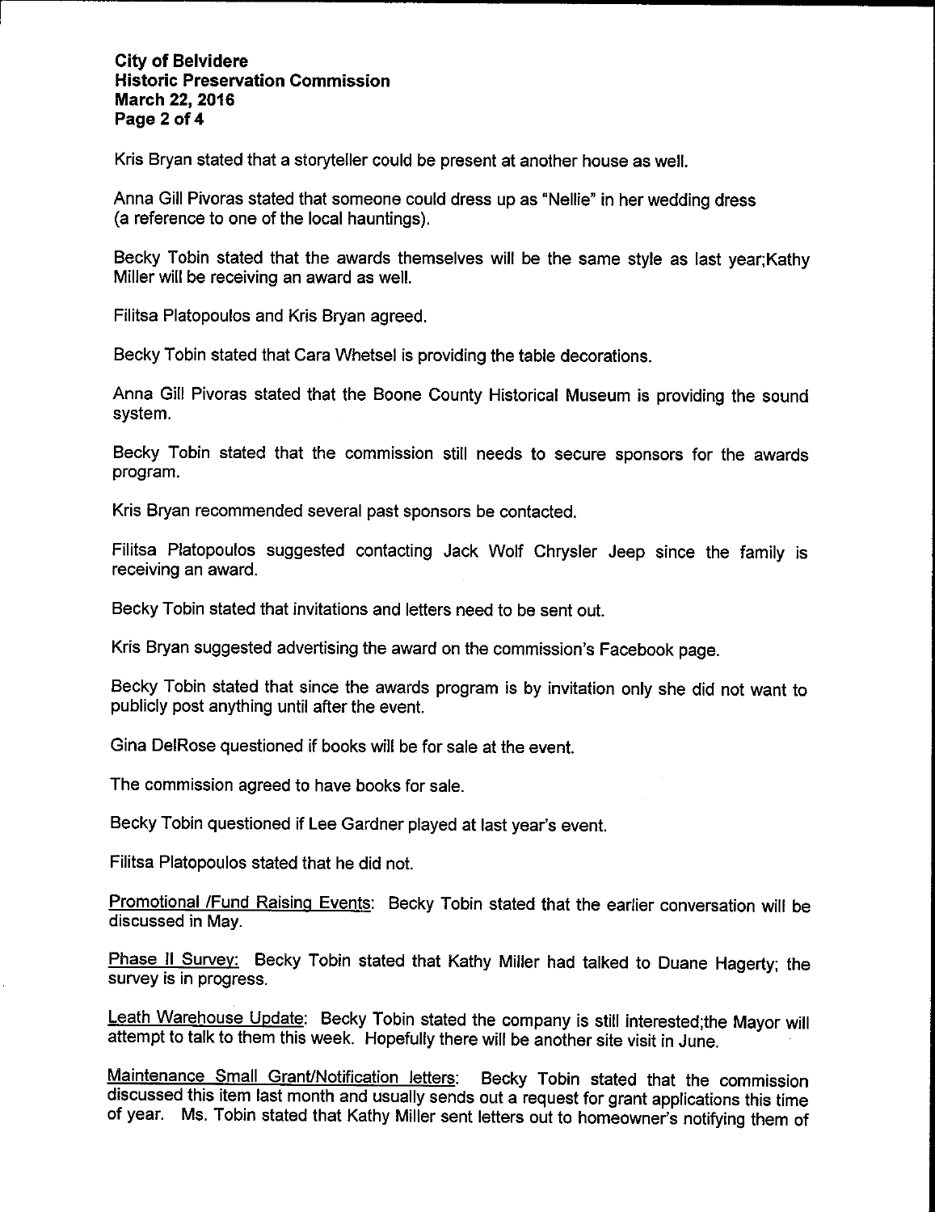Kris Bryan stated that a storyteller could be present at another house as well.

Anna Gill Pivoras stated that someone could dress up as "Nellie" in her wedding dress (a reference to one of the local hauntings).

Becky Tobin stated that the awards themselves will be the same style as last year;Kathy Miller will be receiving an award as well.

Filitsa Platopoulos and Kris Bryan agreed.

Becky Tobin stated that Cara Whetsel is providing the table decorations.

Anna Gill Pivoras stated that the Boone County Historical Museum is providing the sound system.

Becky Tobin stated that the commission still needs to secure sponsors for the awards program.

Kris Bryan recommended several past sponsors be contacted.

Filitsa Platopoulos suggested contacting Jack Wolf Chrysler Jeep since the family is receiving an award.

Becky Tobin stated that invitations and letters need to be sent out.

Kris Bryan suggested advertising the award on the commission's Facebook page.

Becky Tobin stated that since the awards program is by invitation only she did not want to publicly post anything until after the event.

Gina DelRose questioned if books will be for sale at the event.

The commission agreed to have books for sale.

Becky Tobin questioned if Lee Gardner played at last year's event.

Filitsa Platopoulos stated that he did not.

Promotional /Fund Raising Events: Becky Tobin stated that the earlier conversation will be discussed in May.

Phase II Survey: Becky Tobin stated that Kathy Miller had talked to Duane Hagerty; the survey is in progress.

Leath Warehouse Update: Becky Tobin stated the company is still interested;the Mayor will attempt to talk to them this week. Hopefully there will be another site visit in June.

Maintenance Small Grant/Notification letters: Becky Tobin stated that the commission discussed this item last month and usually sends out a request for grant applications this time of year. Ms. Tobin stated that Kathy Miller sent letters out to homeowner's notifying them of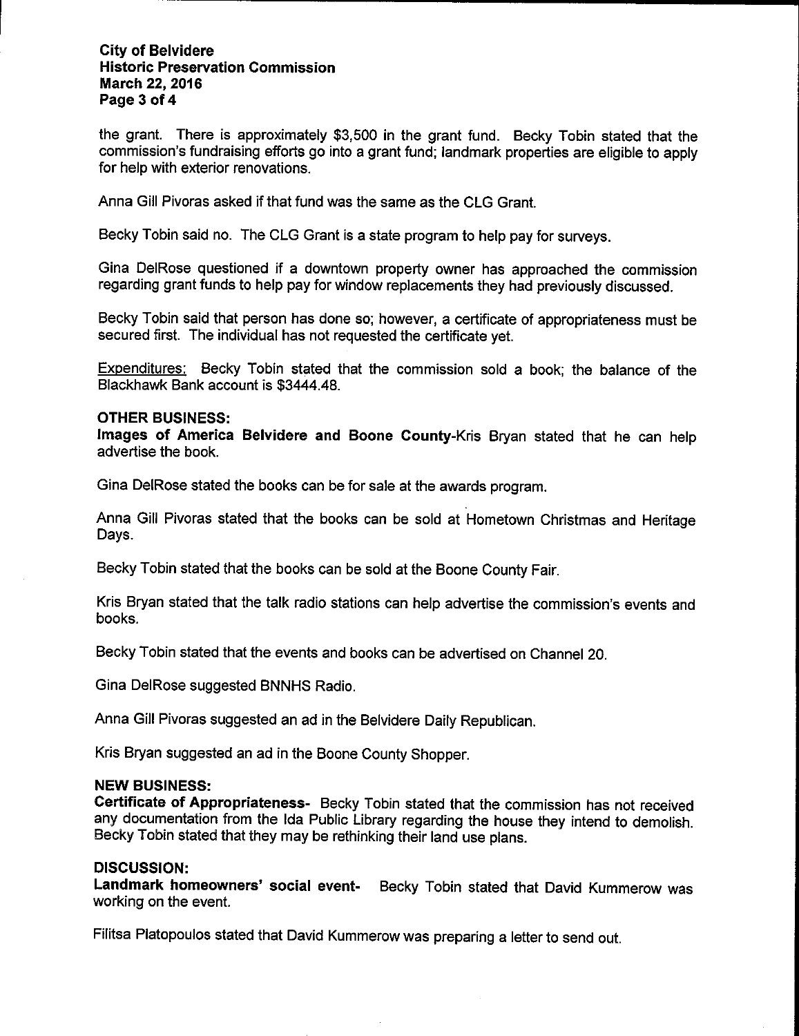the grant. There is approximately $3,500 in the grant fund. Becky Tobin stated that the commission's fundraising efforts go into a grant fund; landmark properties are eligible to apply for help with exterior renovations.

Anna Gill Pivoras asked if that fund was the same as the CLG Grant.

Becky Tobin said no. The CLG Grant is a state program to help pay for surveys.

Gina DelRose questioned if a downtown property owner has approached the commission regarding grant funds to help pay for window replacements they had previously discussed.

Becky Tobin said that person has done so; however, a certificate of appropriateness must be secured first. The individual has not requested the certificate yet.

Expenditures: Becky Tobin stated that the commission sold a book; the balance of the Blackhawk Bank account is $3444.48.

**OTHER BUSINESS:**

**Images of America Belvidere and Boone County**-Kris Bryan stated that he can help advertise the book.

Gina DelRose stated the books can be for sale at the awards program.

Anna Gill Pivoras stated that the books can be sold at Hometown Christmas and Heritage Days.

Becky Tobin stated that the books can be sold at the Boone County Fair.

Kris Bryan stated that the talk radio stations can help advertise the commission's events and books.

Becky Tobin stated that the events and books can be advertised on Channel 20.

Gina DelRose suggested BNNHS Radio.

Anna Gill Pivoras suggested an ad in the Belvidere Daily Republican.

Kris Bryan suggested an ad in the Boone County Shopper.

**NEW BUSINESS:**

**Certificate of Appropriateness-** Becky Tobin stated that the commission has not received any documentation from the Ida Public Library regarding the house they intend to demolish. Becky Tobin stated that they may be rethinking their land use plans.

**DISCUSSION:**

**Landmark homeowners' social event-** Becky Tobin stated that David Kummerow was working on the event.

Filitsa Platopoulos stated that David Kummerow was preparing a letter to send out.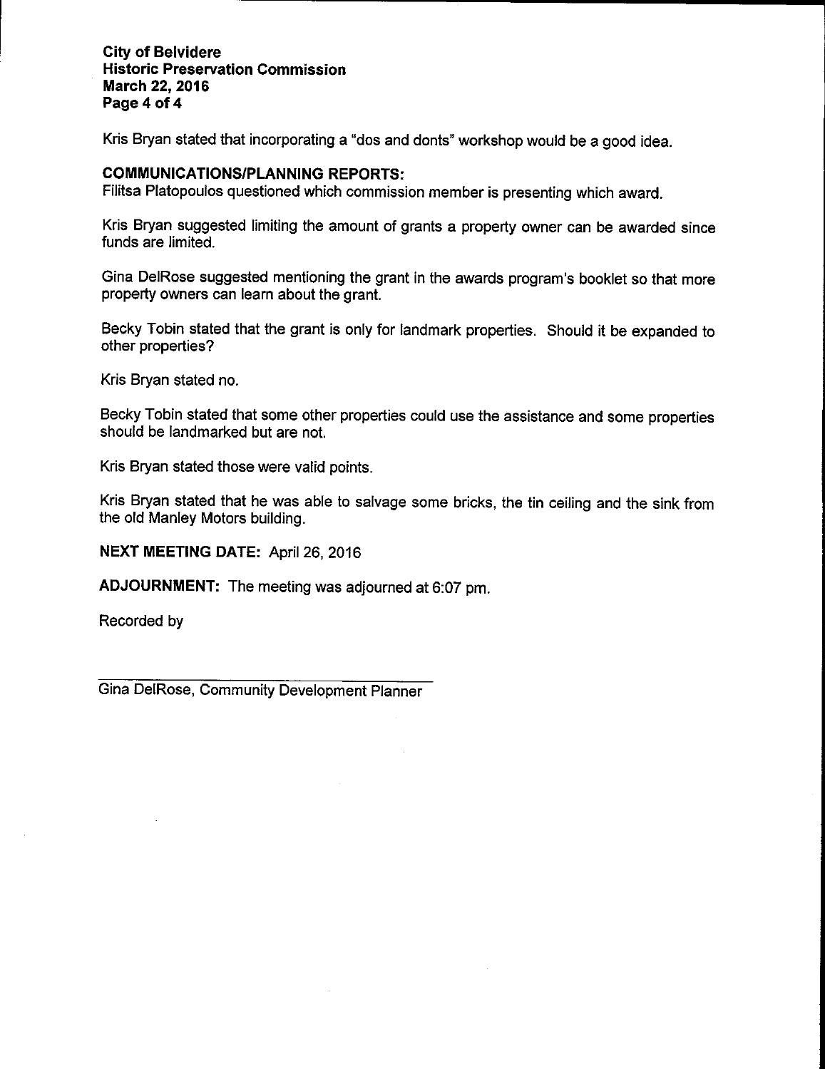Kris Bryan stated that incorporating a "dos and donts" workshop would be a good idea.

**COMMUNICATIONS/PLANNING REPORTS:**
Filitsa Platopoulos questioned which commission member is presenting which award.

Kris Bryan suggested limiting the amount of grants a property owner can be awarded since funds are limited.

Gina DelRose suggested mentioning the grant in the awards program's booklet so that more property owners can learn about the grant.

Becky Tobin stated that the grant is only for landmark properties. Should it be expanded to other properties?

Kris Bryan stated no.

Becky Tobin stated that some other properties could use the assistance and some properties should be landmarked but are not.

Kris Bryan stated those were valid points.

Kris Bryan stated that he was able to salvage some bricks, the tin ceiling and the sink from the old Manley Motors building.

**NEXT MEETING DATE:** April 26, 2016

**ADJOURNMENT:** The meeting was adjourned at 6:07 pm.

Recorded by

\_\_\_\_\_\_\_\_\_\_\_\_\_\_\_\_\_\_\_\_\_\_\_\_\_\_\_\_\_\_\_\_\_\_\_\_

Gina DelRose, Community Development Planner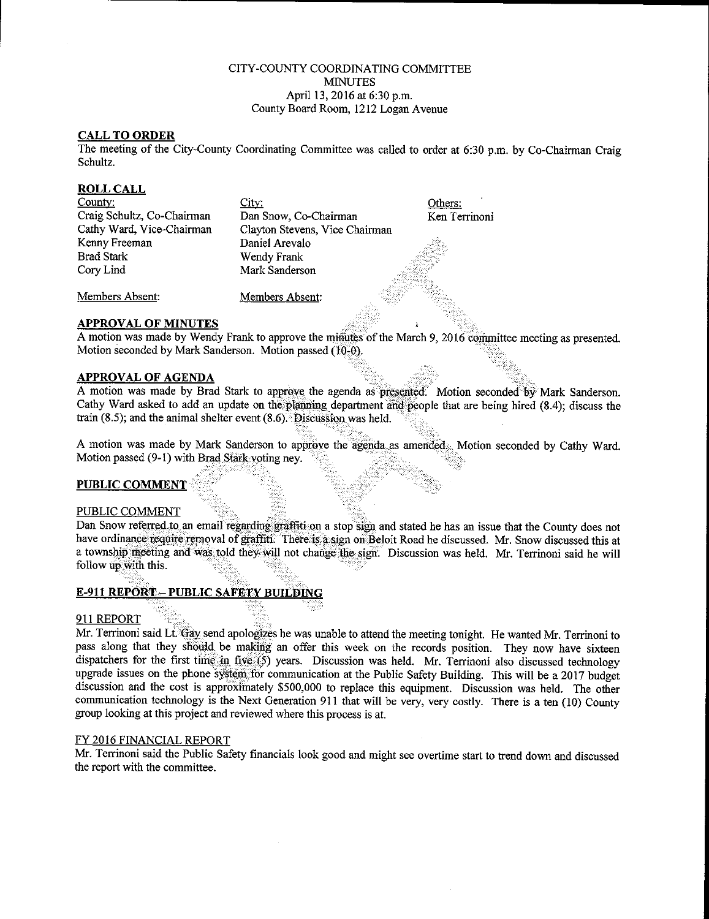CITY-COUNTY COORDINATING COMMITTEE
MINUTES
April 13, 2016 at 6:30 p.m.
County Board Room, 1212 Logan Avenue

## CALL TO ORDER

The meeting of the City-County Coordinating Committee was called to order at 6:30 p.m. by Co-Chairman Craig Schultz.

## ROLL CALL

| County: | City: | Others: |
|---|---|---|
| Craig Schultz, Co-Chairman | Dan Snow, Co-Chairman | Ken Terrinoni |
| Cathy Ward, Vice-Chairman | Clayton Stevens, Vice Chairman | |
| Kenny Freeman | Daniel Arevalo | |
| Brad Stark | Wendy Frank | |
| Cory Lind | Mark Sanderson | |
| | | |
| Members Absent: | Members Absent: | |

## APPROVAL OF MINUTES

A motion was made by Wendy Frank to approve the minutes of the March 9, 2016 committee meeting as presented. Motion seconded by Mark Sanderson. Motion passed (10-0).

## APPROVAL OF AGENDA

A motion was made by Brad Stark to approve the agenda as presented. Motion seconded by Mark Sanderson. Cathy Ward asked to add an update on the planning department and people that are being hired (8.4); discuss the train (8.5); and the animal shelter event (8.6). Discussion was held.

A motion was made by Mark Sanderson to approve the agenda as amended. Motion seconded by Cathy Ward. Motion passed (9-1) with Brad Stark voting ney.

## PUBLIC COMMENT

### PUBLIC COMMENT

Dan Snow referred to an email regarding graffiti on a stop sign and stated he has an issue that the County does not have ordinance require removal of graffiti. There is a sign on Beloit Road he discussed. Mr. Snow discussed this at a township meeting and was told they will not change the sign. Discussion was held. Mr. Terrinoni said he will follow up with this.

## E-911 REPORT – PUBLIC SAFETY BUILDING

### 911 REPORT

Mr. Terrinoni said Lt. Gay send apologizes he was unable to attend the meeting tonight. He wanted Mr. Terrinoni to pass along that they should be making an offer this week on the records position. They now have sixteen dispatchers for the first time in five (5) years. Discussion was held. Mr. Terrinoni also discussed technology upgrade issues on the phone system for communication at the Public Safety Building. This will be a 2017 budget discussion and the cost is approximately $500,000 to replace this equipment. Discussion was held. The other communication technology is the Next Generation 911 that will be very, very costly. There is a ten (10) County group looking at this project and reviewed where this process is at.

### FY 2016 FINANCIAL REPORT

Mr. Terrinoni said the Public Safety financials look good and might see overtime start to trend down and discussed the report with the committee.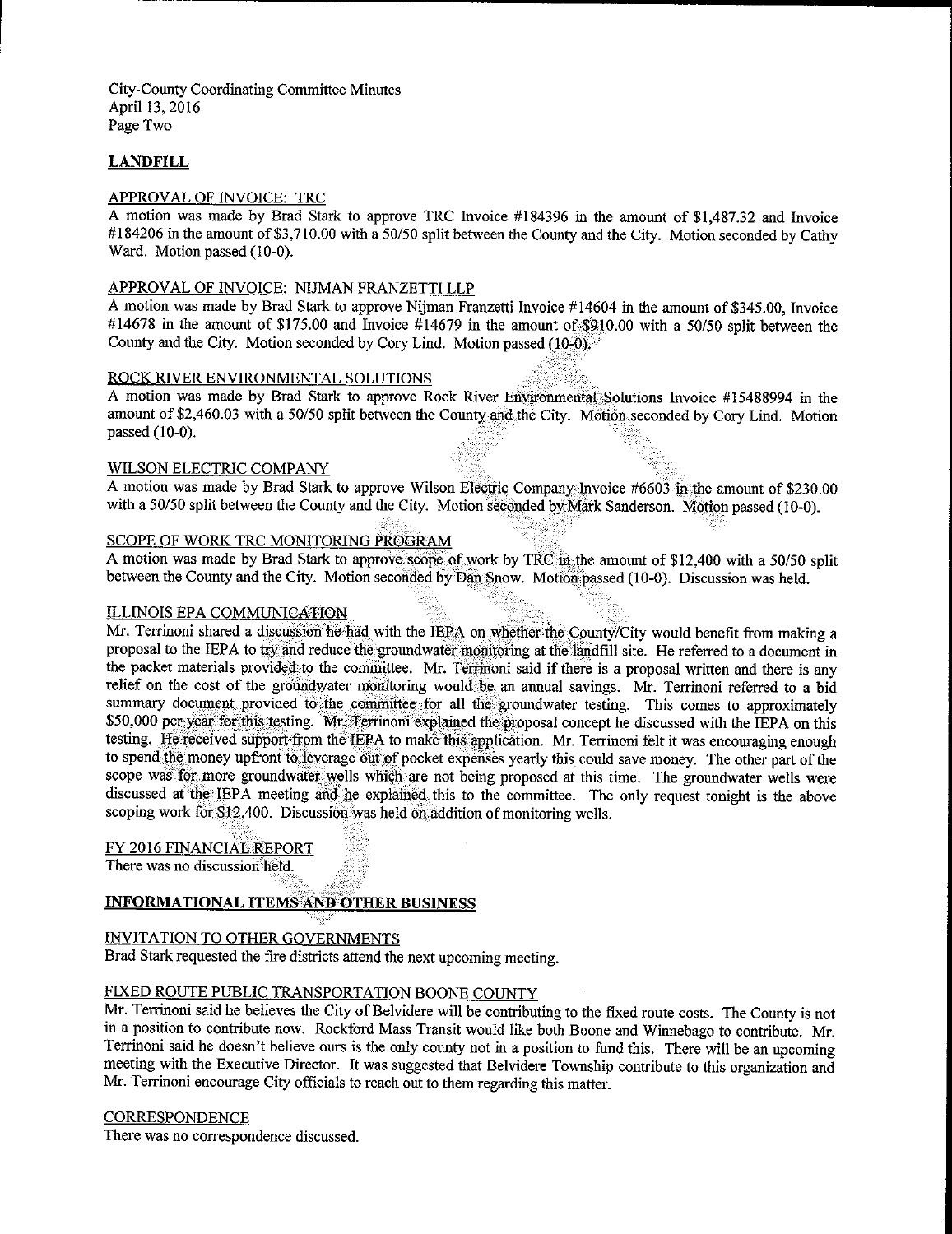City-County Coordinating Committee Minutes
April 13, 2016
Page Two

## LANDFILL

APPROVAL OF INVOICE: TRC

A motion was made by Brad Stark to approve TRC Invoice #184396 in the amount of $1,487.32 and Invoice #184206 in the amount of $3,710.00 with a 50/50 split between the County and the City. Motion seconded by Cathy Ward. Motion passed (10-0).

APPROVAL OF INVOICE: NIJMAN FRANZETTI LLP

A motion was made by Brad Stark to approve Nijman Franzetti Invoice #14604 in the amount of $345.00, Invoice #14678 in the amount of $175.00 and Invoice #14679 in the amount of $910.00 with a 50/50 split between the County and the City. Motion seconded by Cory Lind. Motion passed (10-0).

ROCK RIVER ENVIRONMENTAL SOLUTIONS

A motion was made by Brad Stark to approve Rock River Environmental Solutions Invoice #15488994 in the amount of $2,460.03 with a 50/50 split between the County and the City. Motion seconded by Cory Lind. Motion passed (10-0).

WILSON ELECTRIC COMPANY

A motion was made by Brad Stark to approve Wilson Electric Company Invoice #6603 in the amount of $230.00 with a 50/50 split between the County and the City. Motion seconded by Mark Sanderson. Motion passed (10-0).

SCOPE OF WORK TRC MONITORING PROGRAM

A motion was made by Brad Stark to approve scope of work by TRC in the amount of $12,400 with a 50/50 split between the County and the City. Motion seconded by Dan Snow. Motion passed (10-0). Discussion was held.

ILLINOIS EPA COMMUNICATION

Mr. Terrinoni shared a discussion he had with the IEPA on whether the County/City would benefit from making a proposal to the IEPA to try and reduce the groundwater monitoring at the landfill site. He referred to a document in the packet materials provided to the committee. Mr. Terrinoni said if there is a proposal written and there is any relief on the cost of the groundwater monitoring would be an annual savings. Mr. Terrinoni referred to a bid summary document provided to the committee for all the groundwater testing. This comes to approximately $50,000 per year for this testing. Mr. Terrinoni explained the proposal concept he discussed with the IEPA on this testing. He received support from the IEPA to make this application. Mr. Terrinoni felt it was encouraging enough to spend the money upfront to leverage out of pocket expenses yearly this could save money. The other part of the scope was for more groundwater wells which are not being proposed at this time. The groundwater wells were discussed at the IEPA meeting and he explained this to the committee. The only request tonight is the above scoping work for $12,400. Discussion was held on addition of monitoring wells.

FY 2016 FINANCIAL REPORT

There was no discussion held.

## INFORMATIONAL ITEMS AND OTHER BUSINESS

INVITATION TO OTHER GOVERNMENTS

Brad Stark requested the fire districts attend the next upcoming meeting.

FIXED ROUTE PUBLIC TRANSPORTATION BOONE COUNTY

Mr. Terrinoni said he believes the City of Belvidere will be contributing to the fixed route costs. The County is not in a position to contribute now. Rockford Mass Transit would like both Boone and Winnebago to contribute. Mr. Terrinoni said he doesn't believe ours is the only county not in a position to fund this. There will be an upcoming meeting with the Executive Director. It was suggested that Belvidere Township contribute to this organization and Mr. Terrinoni encourage City officials to reach out to them regarding this matter.

CORRESPONDENCE

There was no correspondence discussed.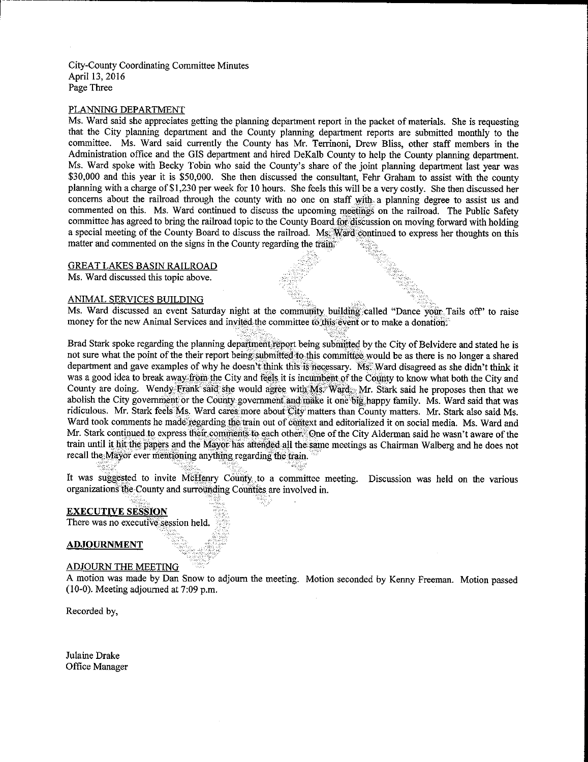PLANNING DEPARTMENT

Ms. Ward said she appreciates getting the planning department report in the packet of materials. She is requesting that the City planning department and the County planning department reports are submitted monthly to the committee. Ms. Ward said currently the County has Mr. Terrinoni, Drew Bliss, other staff members in the Administration office and the GIS department and hired DeKalb County to help the County planning department. Ms. Ward spoke with Becky Tobin who said the County's share of the joint planning department last year was $30,000 and this year it is $50,000. She then discussed the consultant, Fehr Graham to assist with the county planning with a charge of $1,230 per week for 10 hours. She feels this will be a very costly. She then discussed her concerns about the railroad through the county with no one on staff with a planning degree to assist us and commented on this. Ms. Ward continued to discuss the upcoming meetings on the railroad. The Public Safety committee has agreed to bring the railroad topic to the County Board for discussion on moving forward with holding a special meeting of the County Board to discuss the railroad. Ms. Ward continued to express her thoughts on this matter and commented on the signs in the County regarding the train.

GREAT LAKES BASIN RAILROAD

Ms. Ward discussed this topic above.

ANIMAL SERVICES BUILDING

Ms. Ward discussed an event Saturday night at the community building called "Dance your Tails off" to raise money for the new Animal Services and invited the committee to this event or to make a donation.

Brad Stark spoke regarding the planning department report being submitted by the City of Belvidere and stated he is not sure what the point of the their report being submitted to this committee would be as there is no longer a shared department and gave examples of why he doesn't think this is necessary. Ms. Ward disagreed as she didn't think it was a good idea to break away from the City and feels it is incumbent of the County to know what both the City and County are doing. Wendy Frank said she would agree with Ms. Ward. Mr. Stark said he proposes then that we abolish the City government or the County government and make it one big happy family. Ms. Ward said that was ridiculous. Mr. Stark feels Ms. Ward cares more about City matters than County matters. Mr. Stark also said Ms. Ward took comments he made regarding the train out of context and editorialized it on social media. Ms. Ward and Mr. Stark continued to express their comments to each other. One of the City Alderman said he wasn't aware of the train until it hit the papers and the Mayor has attended all the same meetings as Chairman Walberg and he does not recall the Mayor ever mentioning anything regarding the train.

It was suggested to invite McHenry County to a committee meeting. Discussion was held on the various organizations the County and surrounding Counties are involved in.

**EXECUTIVE SESSION**

There was no executive session held.

**ADJOURNMENT**

ADJOURN THE MEETING

A motion was made by Dan Snow to adjourn the meeting. Motion seconded by Kenny Freeman. Motion passed (10-0). Meeting adjourned at 7:09 p.m.

Recorded by,

Julaine Drake
Office Manager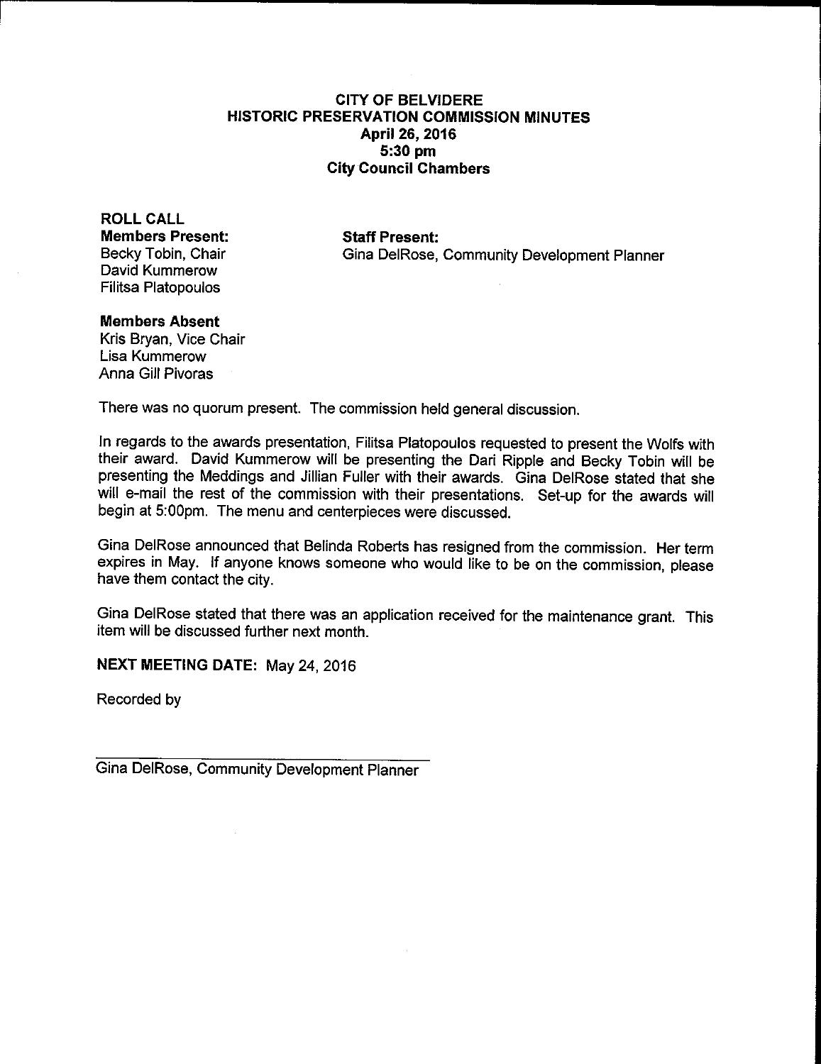# CITY OF BELVIDERE
## HISTORIC PRESERVATION COMMISSION MINUTES
### April 26, 2016
### 5:30 pm
### City Council Chambers

**ROLL CALL**

**Members Present:**
Becky Tobin, Chair
David Kummerow
Filitsa Platopoulos

**Staff Present:**
Gina DelRose, Community Development Planner

**Members Absent**
Kris Bryan, Vice Chair
Lisa Kummerow
Anna Gill Pivoras

There was no quorum present. The commission held general discussion.

In regards to the awards presentation, Filitsa Platopoulos requested to present the Wolfs with their award. David Kummerow will be presenting the Dari Ripple and Becky Tobin will be presenting the Meddings and Jillian Fuller with their awards. Gina DelRose stated that she will e-mail the rest of the commission with their presentations. Set-up for the awards will begin at 5:00pm. The menu and centerpieces were discussed.

Gina DelRose announced that Belinda Roberts has resigned from the commission. Her term expires in May. If anyone knows someone who would like to be on the commission, please have them contact the city.

Gina DelRose stated that there was an application received for the maintenance grant. This item will be discussed further next month.

**NEXT MEETING DATE:** May 24, 2016

Recorded by

\_\_\_\_\_\_\_\_\_\_\_\_\_\_\_\_\_\_\_\_\_\_\_\_\_\_\_\_\_\_\_\_\_\_\_\_\_\_\_\_

Gina DelRose, Community Development Planner